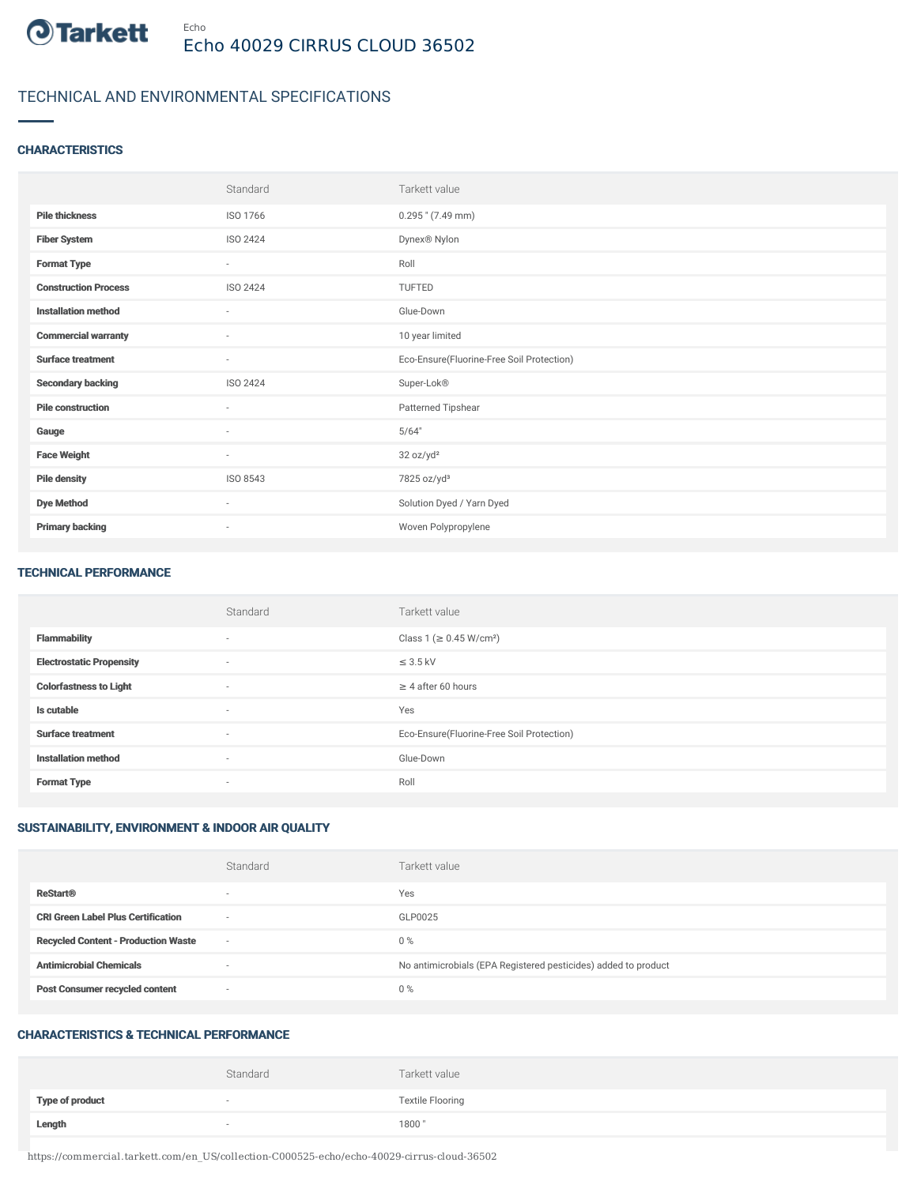Tarkett

Echo

# Echo 40029 CIRRUS CLOUD 36502

## TECHNICAL AND ENVIRONMENTAL SPECIFICATIONS

### CHARACTERISTICS

| | Standard | Tarkett value |
|---|---|---|
| **Pile thickness** | ISO 1766 | 0.295 " (7.49 mm) |
| **Fiber System** | ISO 2424 | Dynex® Nylon |
| **Format Type** | - | Roll |
| **Construction Process** | ISO 2424 | TUFTED |
| **Installation method** | - | Glue-Down |
| **Commercial warranty** | - | 10 year limited |
| **Surface treatment** | - | Eco-Ensure(Fluorine-Free Soil Protection) |
| **Secondary backing** | ISO 2424 | Super-Lok® |
| **Pile construction** | - | Patterned Tipshear |
| **Gauge** | - | 5/64" |
| **Face Weight** | - | 32 oz/yd² |
| **Pile density** | ISO 8543 | 7825 oz/yd³ |
| **Dye Method** | - | Solution Dyed / Yarn Dyed |
| **Primary backing** | - | Woven Polypropylene |

### TECHNICAL PERFORMANCE

| | Standard | Tarkett value |
|---|---|---|
| **Flammability** | - | Class 1 (≥ 0.45 W/cm²) |
| **Electrostatic Propensity** | - | ≤ 3.5 kV |
| **Colorfastness to Light** | - | ≥ 4 after 60 hours |
| **Is cutable** | - | Yes |
| **Surface treatment** | - | Eco-Ensure(Fluorine-Free Soil Protection) |
| **Installation method** | - | Glue-Down |
| **Format Type** | - | Roll |

### SUSTAINABILITY, ENVIRONMENT & INDOOR AIR QUALITY

| | Standard | Tarkett value |
|---|---|---|
| **ReStart®** | - | Yes |
| **CRI Green Label Plus Certification** | - | GLP0025 |
| **Recycled Content - Production Waste** | - | 0 % |
| **Antimicrobial Chemicals** | - | No antimicrobials (EPA Registered pesticides) added to product |
| **Post Consumer recycled content** | - | 0 % |

### CHARACTERISTICS & TECHNICAL PERFORMANCE

| | Standard | Tarkett value |
|---|---|---|
| **Type of product** | - | Textile Flooring |
| **Length** | - | 1800 " |

https://commercial.tarkett.com/en_US/collection-C000525-echo/echo-40029-cirrus-cloud-36502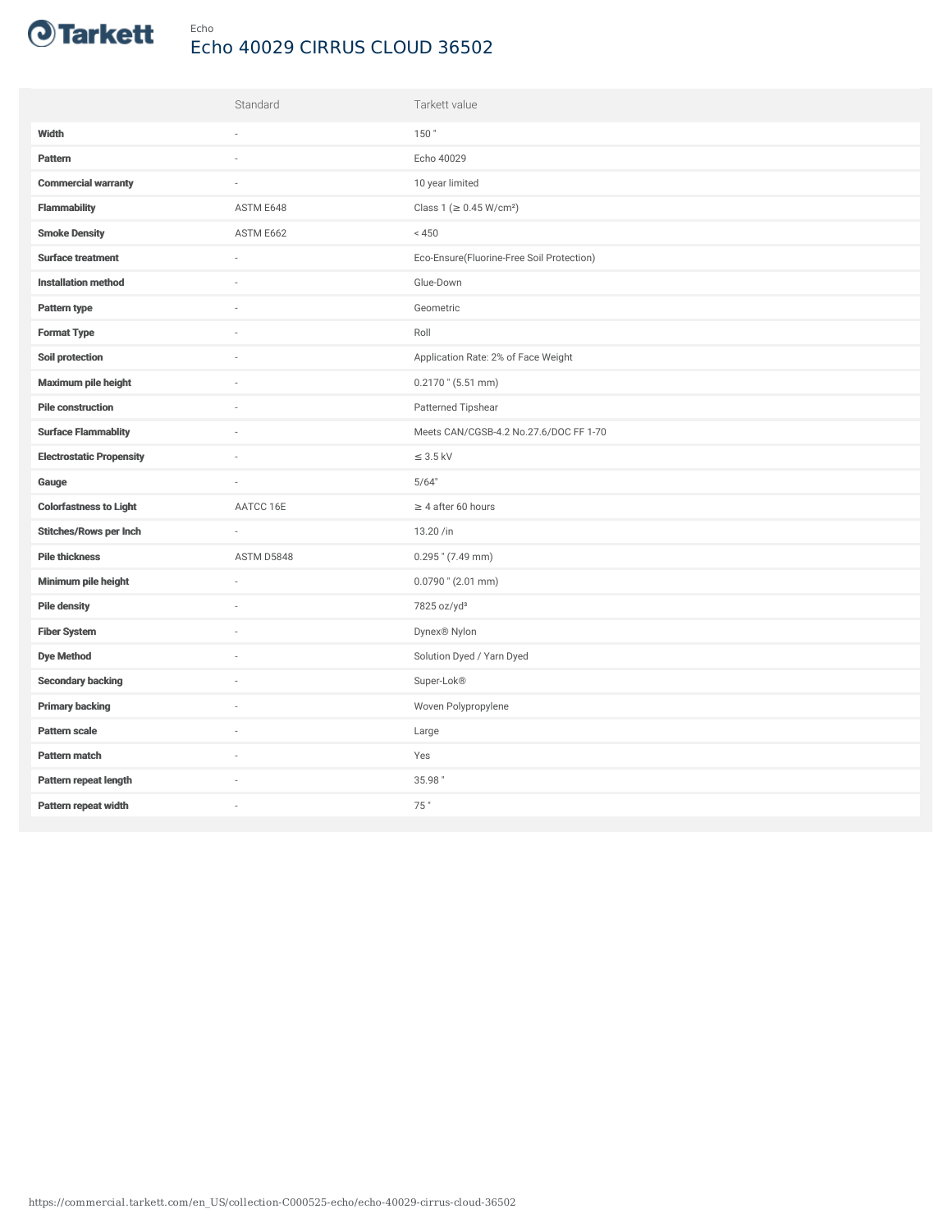Echo

# Echo 40029 CIRRUS CLOUD 36502

| | Standard | Tarkett value |
|---|---|---|
| **Width** | - | 150 " |
| **Pattern** | - | Echo 40029 |
| **Commercial warranty** | - | 10 year limited |
| **Flammability** | ASTM E648 | Class 1 (≥ 0.45 W/cm²) |
| **Smoke Density** | ASTM E662 | < 450 |
| **Surface treatment** | - | Eco-Ensure(Fluorine-Free Soil Protection) |
| **Installation method** | - | Glue-Down |
| **Pattern type** | - | Geometric |
| **Format Type** | - | Roll |
| **Soil protection** | - | Application Rate: 2% of Face Weight |
| **Maximum pile height** | - | 0.2170 " (5.51 mm) |
| **Pile construction** | - | Patterned Tipshear |
| **Surface Flammablity** | - | Meets CAN/CGSB-4.2 No.27.6/DOC FF 1-70 |
| **Electrostatic Propensity** | - | ≤ 3.5 kV |
| **Gauge** | - | 5/64" |
| **Colorfastness to Light** | AATCC 16E | ≥ 4 after 60 hours |
| **Stitches/Rows per Inch** | - | 13.20 /in |
| **Pile thickness** | ASTM D5848 | 0.295 " (7.49 mm) |
| **Minimum pile height** | - | 0.0790 " (2.01 mm) |
| **Pile density** | - | 7825 oz/yd³ |
| **Fiber System** | - | Dynex® Nylon |
| **Dye Method** | - | Solution Dyed / Yarn Dyed |
| **Secondary backing** | - | Super-Lok® |
| **Primary backing** | - | Woven Polypropylene |
| **Pattern scale** | - | Large |
| **Pattern match** | - | Yes |
| **Pattern repeat length** | - | 35.98 " |
| **Pattern repeat width** | - | 75 " |

https://commercial.tarkett.com/en_US/collection-C000525-echo/echo-40029-cirrus-cloud-36502